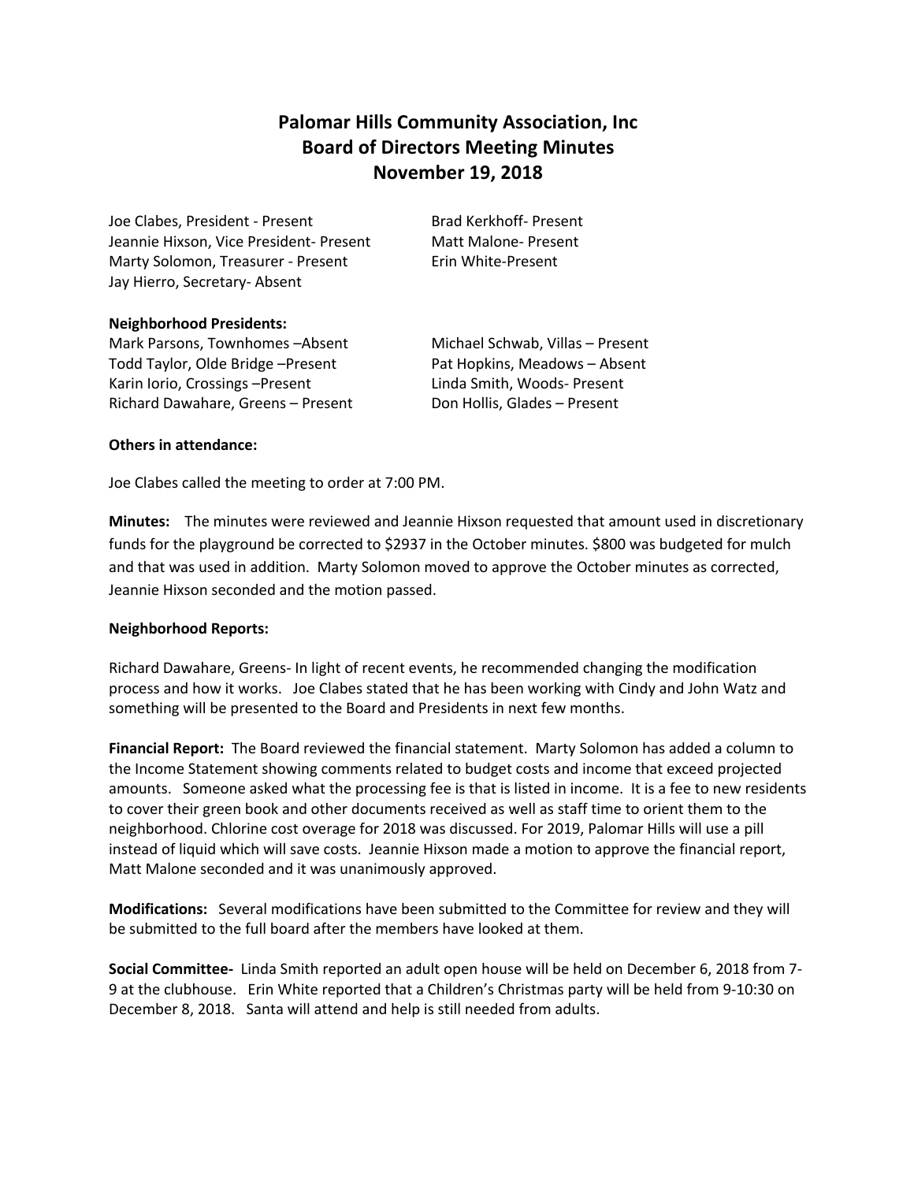# Palomar Hills Community Association, Inc
## Board of Directors Meeting Minutes
## November 19, 2018

Joe Clabes, President - Present
Jeannie Hixson, Vice President- Present
Marty Solomon, Treasurer - Present
Jay Hierro, Secretary- Absent
Brad Kerkhoff- Present
Matt Malone- Present
Erin White-Present

**Neighborhood Presidents:**

Mark Parsons, Townhomes –Absent
Todd Taylor, Olde Bridge –Present
Karin Iorio, Crossings –Present
Richard Dawahare, Greens – Present
Michael Schwab, Villas – Present
Pat Hopkins, Meadows – Absent
Linda Smith, Woods- Present
Don Hollis, Glades – Present

**Others in attendance:**

Joe Clabes called the meeting to order at 7:00 PM.

**Minutes:** The minutes were reviewed and Jeannie Hixson requested that amount used in discretionary funds for the playground be corrected to $2937 in the October minutes. $800 was budgeted for mulch and that was used in addition. Marty Solomon moved to approve the October minutes as corrected, Jeannie Hixson seconded and the motion passed.

**Neighborhood Reports:**

Richard Dawahare, Greens- In light of recent events, he recommended changing the modification process and how it works. Joe Clabes stated that he has been working with Cindy and John Watz and something will be presented to the Board and Presidents in next few months.

**Financial Report:** The Board reviewed the financial statement. Marty Solomon has added a column to the Income Statement showing comments related to budget costs and income that exceed projected amounts. Someone asked what the processing fee is that is listed in income. It is a fee to new residents to cover their green book and other documents received as well as staff time to orient them to the neighborhood. Chlorine cost overage for 2018 was discussed. For 2019, Palomar Hills will use a pill instead of liquid which will save costs. Jeannie Hixson made a motion to approve the financial report, Matt Malone seconded and it was unanimously approved.

**Modifications:** Several modifications have been submitted to the Committee for review and they will be submitted to the full board after the members have looked at them.

**Social Committee-** Linda Smith reported an adult open house will be held on December 6, 2018 from 7-9 at the clubhouse. Erin White reported that a Children's Christmas party will be held from 9-10:30 on December 8, 2018. Santa will attend and help is still needed from adults.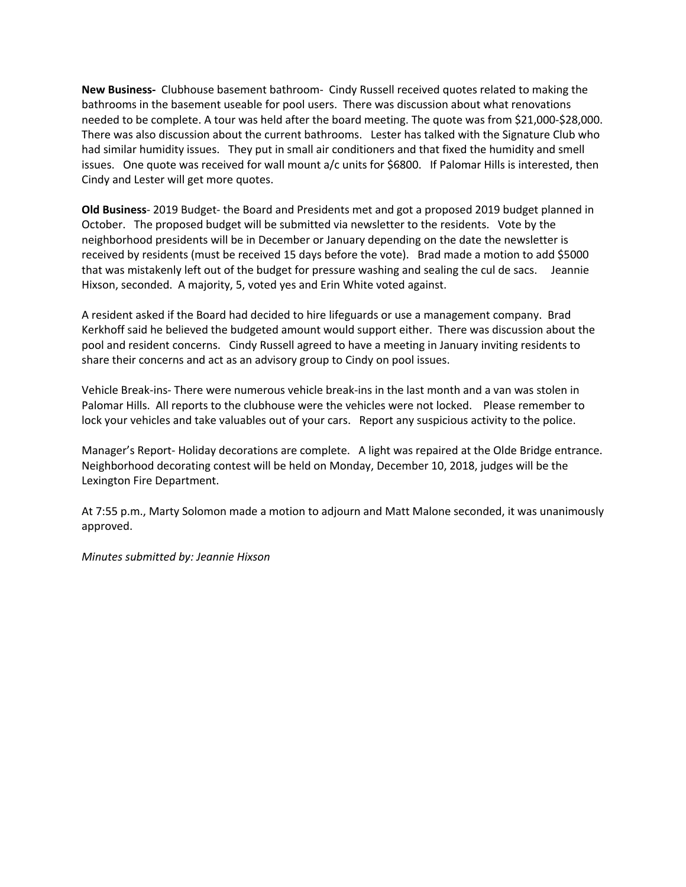**New Business-** Clubhouse basement bathroom- Cindy Russell received quotes related to making the bathrooms in the basement useable for pool users. There was discussion about what renovations needed to be complete. A tour was held after the board meeting. The quote was from $21,000-$28,000. There was also discussion about the current bathrooms. Lester has talked with the Signature Club who had similar humidity issues. They put in small air conditioners and that fixed the humidity and smell issues. One quote was received for wall mount a/c units for $6800. If Palomar Hills is interested, then Cindy and Lester will get more quotes.

**Old Business**- 2019 Budget- the Board and Presidents met and got a proposed 2019 budget planned in October. The proposed budget will be submitted via newsletter to the residents. Vote by the neighborhood presidents will be in December or January depending on the date the newsletter is received by residents (must be received 15 days before the vote). Brad made a motion to add $5000 that was mistakenly left out of the budget for pressure washing and sealing the cul de sacs. Jeannie Hixson, seconded. A majority, 5, voted yes and Erin White voted against.

A resident asked if the Board had decided to hire lifeguards or use a management company. Brad Kerkhoff said he believed the budgeted amount would support either. There was discussion about the pool and resident concerns. Cindy Russell agreed to have a meeting in January inviting residents to share their concerns and act as an advisory group to Cindy on pool issues.

Vehicle Break-ins- There were numerous vehicle break-ins in the last month and a van was stolen in Palomar Hills. All reports to the clubhouse were the vehicles were not locked. Please remember to lock your vehicles and take valuables out of your cars. Report any suspicious activity to the police.

Manager's Report- Holiday decorations are complete. A light was repaired at the Olde Bridge entrance. Neighborhood decorating contest will be held on Monday, December 10, 2018, judges will be the Lexington Fire Department.

At 7:55 p.m., Marty Solomon made a motion to adjourn and Matt Malone seconded, it was unanimously approved.

*Minutes submitted by: Jeannie Hixson*